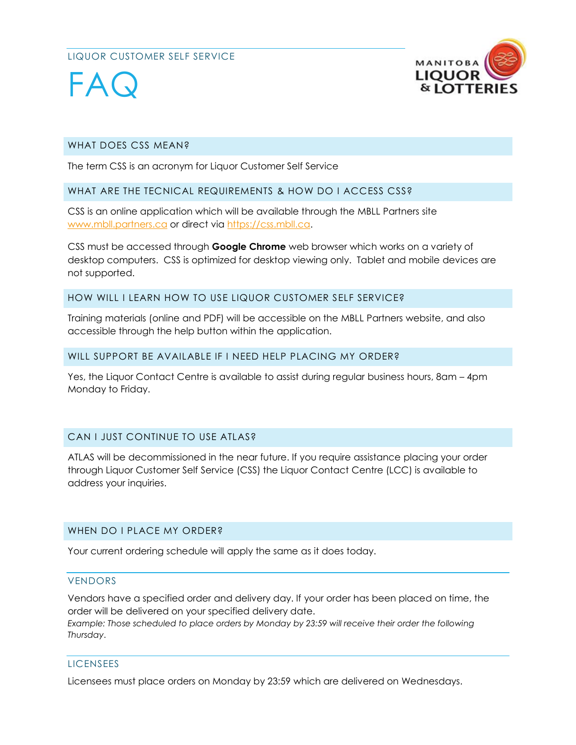LIQUOR CUSTOMER SELF SERVICE

# FAQ

MANITOBA LIQUOR & LOTTERIES

## WHAT DOES CSS MEAN?

The term CSS is an acronym for Liquor Customer Self Service

## WHAT ARE THE TECNICAL REQUIREMENTS & HOW DO I ACCESS CSS?

CSS is an online application which will be available through the MBLL Partners site www.mbll.partners.ca or direct via https://css.mbll.ca.

CSS must be accessed through **Google Chrome** web browser which works on a variety of desktop computers. CSS is optimized for desktop viewing only. Tablet and mobile devices are not supported.

## HOW WILL I LEARN HOW TO USE LIQUOR CUSTOMER SELF SERVICE?

Training materials (online and PDF) will be accessible on the MBLL Partners website, and also accessible through the help button within the application.

## WILL SUPPORT BE AVAILABLE IF I NEED HELP PLACING MY ORDER?

Yes, the Liquor Contact Centre is available to assist during regular business hours, 8am – 4pm Monday to Friday.

## CAN I JUST CONTINUE TO USE ATLAS?

ATLAS will be decommissioned in the near future. If you require assistance placing your order through Liquor Customer Self Service (CSS) the Liquor Contact Centre (LCC) is available to address your inquiries.

## WHEN DO I PLACE MY ORDER?

Your current ordering schedule will apply the same as it does today.

### VENDORS

Vendors have a specified order and delivery day. If your order has been placed on time, the order will be delivered on your specified delivery date.

*Example: Those scheduled to place orders by Monday by 23:59 will receive their order the following Thursday.*

### LICENSEES

Licensees must place orders on Monday by 23:59 which are delivered on Wednesdays.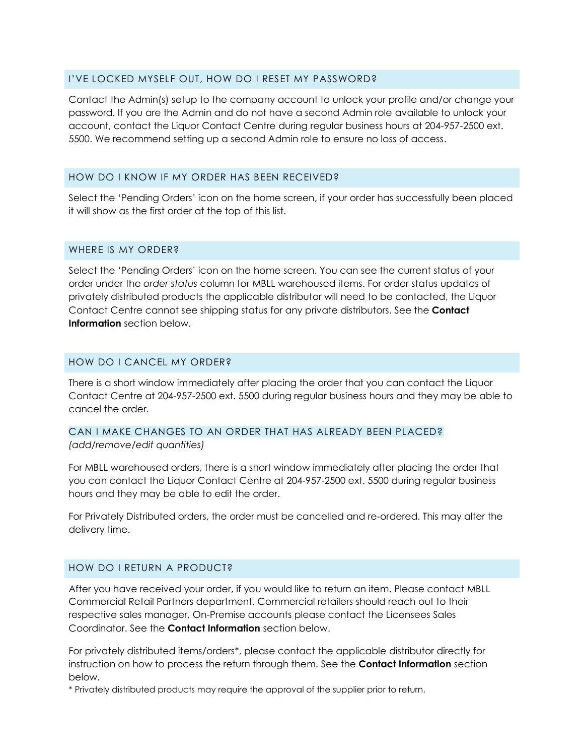## I'VE LOCKED MYSELF OUT, HOW DO I RESET MY PASSWORD?

Contact the Admin(s) setup to the company account to unlock your profile and/or change your password. If you are the Admin and do not have a second Admin role available to unlock your account, contact the Liquor Contact Centre during regular business hours at 204-957-2500 ext. 5500. We recommend setting up a second Admin role to ensure no loss of access.

## HOW DO I KNOW IF MY ORDER HAS BEEN RECEIVED?

Select the 'Pending Orders' icon on the home screen, if your order has successfully been placed it will show as the first order at the top of this list.

## WHERE IS MY ORDER?

Select the 'Pending Orders' icon on the home screen. You can see the current status of your order under the *order status* column for MBLL warehoused items. For order status updates of privately distributed products the applicable distributor will need to be contacted, the Liquor Contact Centre cannot see shipping status for any private distributors. See the **Contact Information** section below.

## HOW DO I CANCEL MY ORDER?

There is a short window immediately after placing the order that you can contact the Liquor Contact Centre at 204-957-2500 ext. 5500 during regular business hours and they may be able to cancel the order.

## CAN I MAKE CHANGES TO AN ORDER THAT HAS ALREADY BEEN PLACED?

*(add/remove/edit quantities)*

For MBLL warehoused orders, there is a short window immediately after placing the order that you can contact the Liquor Contact Centre at 204-957-2500 ext. 5500 during regular business hours and they may be able to edit the order.

For Privately Distributed orders, the order must be cancelled and re-ordered. This may alter the delivery time.

## HOW DO I RETURN A PRODUCT?

After you have received your order, if you would like to return an item. Please contact MBLL Commercial Retail Partners department. Commercial retailers should reach out to their respective sales manager, On-Premise accounts please contact the Licensees Sales Coordinator. See the **Contact Information** section below.

For privately distributed items/orders*, please contact the applicable distributor directly for instruction on how to process the return through them. See the **Contact Information** section below.

* Privately distributed products may require the approval of the supplier prior to return.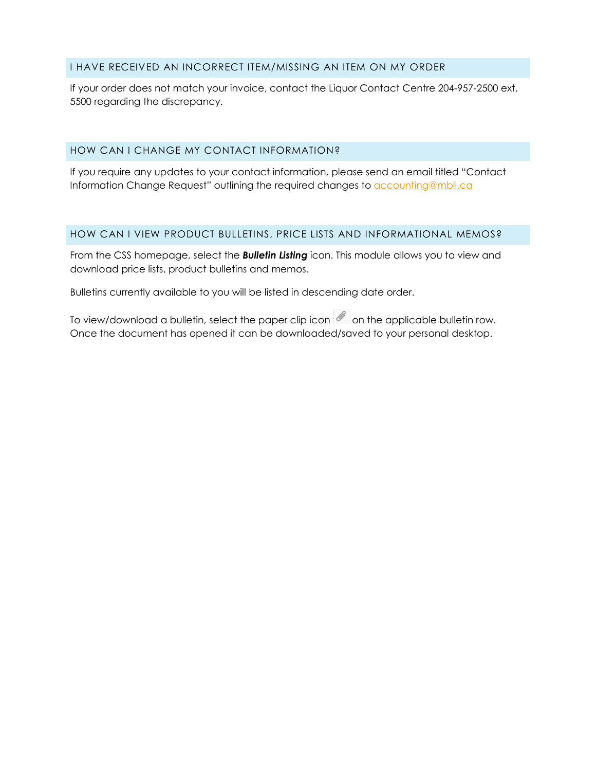## I HAVE RECEIVED AN INCORRECT ITEM/MISSING AN ITEM ON MY ORDER

If your order does not match your invoice, contact the Liquor Contact Centre 204-957-2500 ext. 5500 regarding the discrepancy.

## HOW CAN I CHANGE MY CONTACT INFORMATION?

If you require any updates to your contact information, please send an email titled "Contact Information Change Request" outlining the required changes to accounting@mbll.ca

## HOW CAN I VIEW PRODUCT BULLETINS, PRICE LISTS AND INFORMATIONAL MEMOS?

From the CSS homepage, select the ***Bulletin Listing*** icon. This module allows you to view and download price lists, product bulletins and memos.

Bulletins currently available to you will be listed in descending date order.

To view/download a bulletin, select the paper clip icon on the applicable bulletin row. Once the document has opened it can be downloaded/saved to your personal desktop.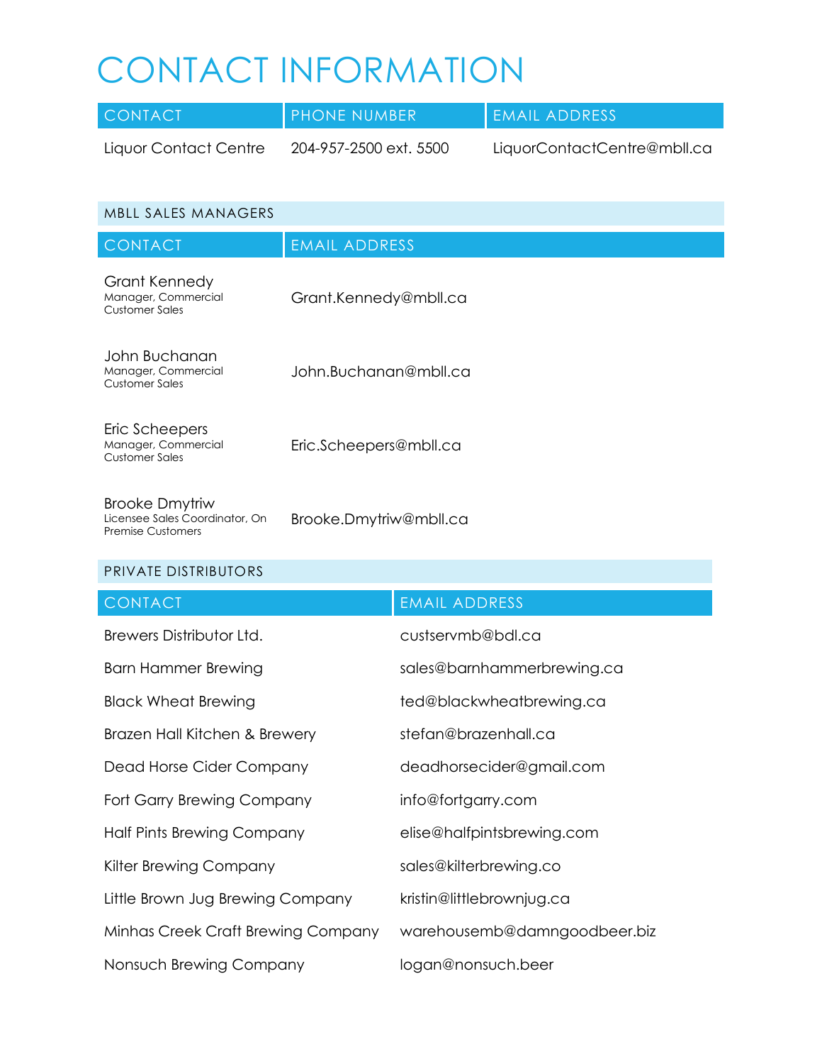# CONTACT INFORMATION

| CONTACT | PHONE NUMBER | EMAIL ADDRESS |
|---|---|---|
| Liquor Contact Centre | 204-957-2500 ext. 5500 | LiquorContactCentre@mbll.ca |

## MBLL SALES MANAGERS

| CONTACT | EMAIL ADDRESS |
|---|---|
| Grant Kennedy<br>Manager, Commercial Customer Sales | Grant.Kennedy@mbll.ca |
| John Buchanan<br>Manager, Commercial Customer Sales | John.Buchanan@mbll.ca |
| Eric Scheepers<br>Manager, Commercial Customer Sales | Eric.Scheepers@mbll.ca |
| Brooke Dmytriw<br>Licensee Sales Coordinator, On Premise Customers | Brooke.Dmytriw@mbll.ca |

## PRIVATE DISTRIBUTORS

| CONTACT | EMAIL ADDRESS |
|---|---|
| Brewers Distributor Ltd. | custservmb@bdl.ca |
| Barn Hammer Brewing | sales@barnhammerbrewing.ca |
| Black Wheat Brewing | ted@blackwheatbrewing.ca |
| Brazen Hall Kitchen & Brewery | stefan@brazenhall.ca |
| Dead Horse Cider Company | deadhorsecider@gmail.com |
| Fort Garry Brewing Company | info@fortgarry.com |
| Half Pints Brewing Company | elise@halfpintsbrewing.com |
| Kilter Brewing Company | sales@kilterbrewing.co |
| Little Brown Jug Brewing Company | kristin@littlebrownjug.ca |
| Minhas Creek Craft Brewing Company | warehousemb@damngoodbeer.biz |
| Nonsuch Brewing Company | logan@nonsuch.beer |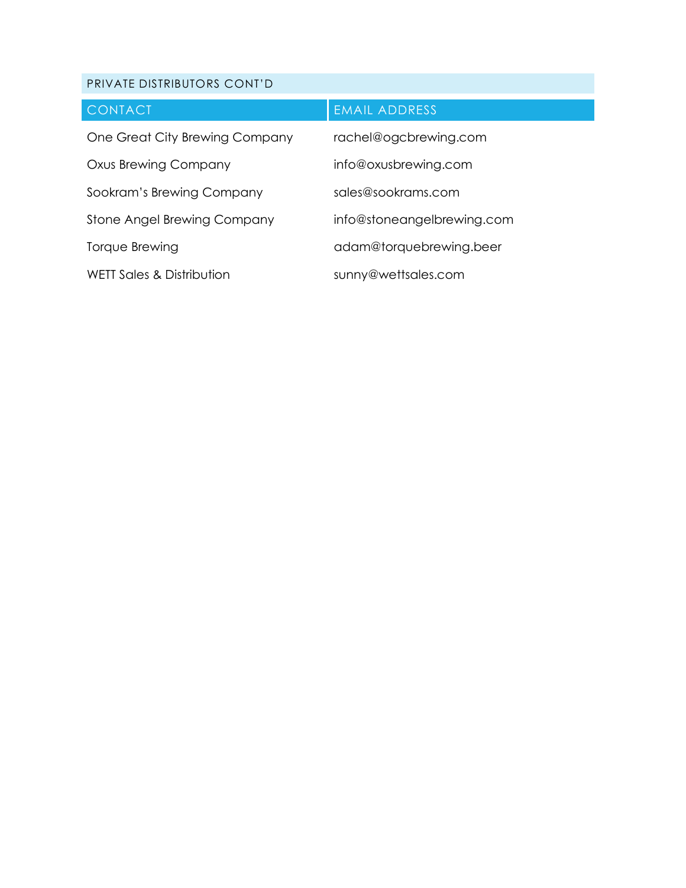PRIVATE DISTRIBUTORS CONT'D

| CONTACT | EMAIL ADDRESS |
| --- | --- |
| One Great City Brewing Company | rachel@ogcbrewing.com |
| Oxus Brewing Company | info@oxusbrewing.com |
| Sookram's Brewing Company | sales@sookrams.com |
| Stone Angel Brewing Company | info@stoneangelbrewing.com |
| Torque Brewing | adam@torquebrewing.beer |
| WETT Sales & Distribution | sunny@wettsales.com |